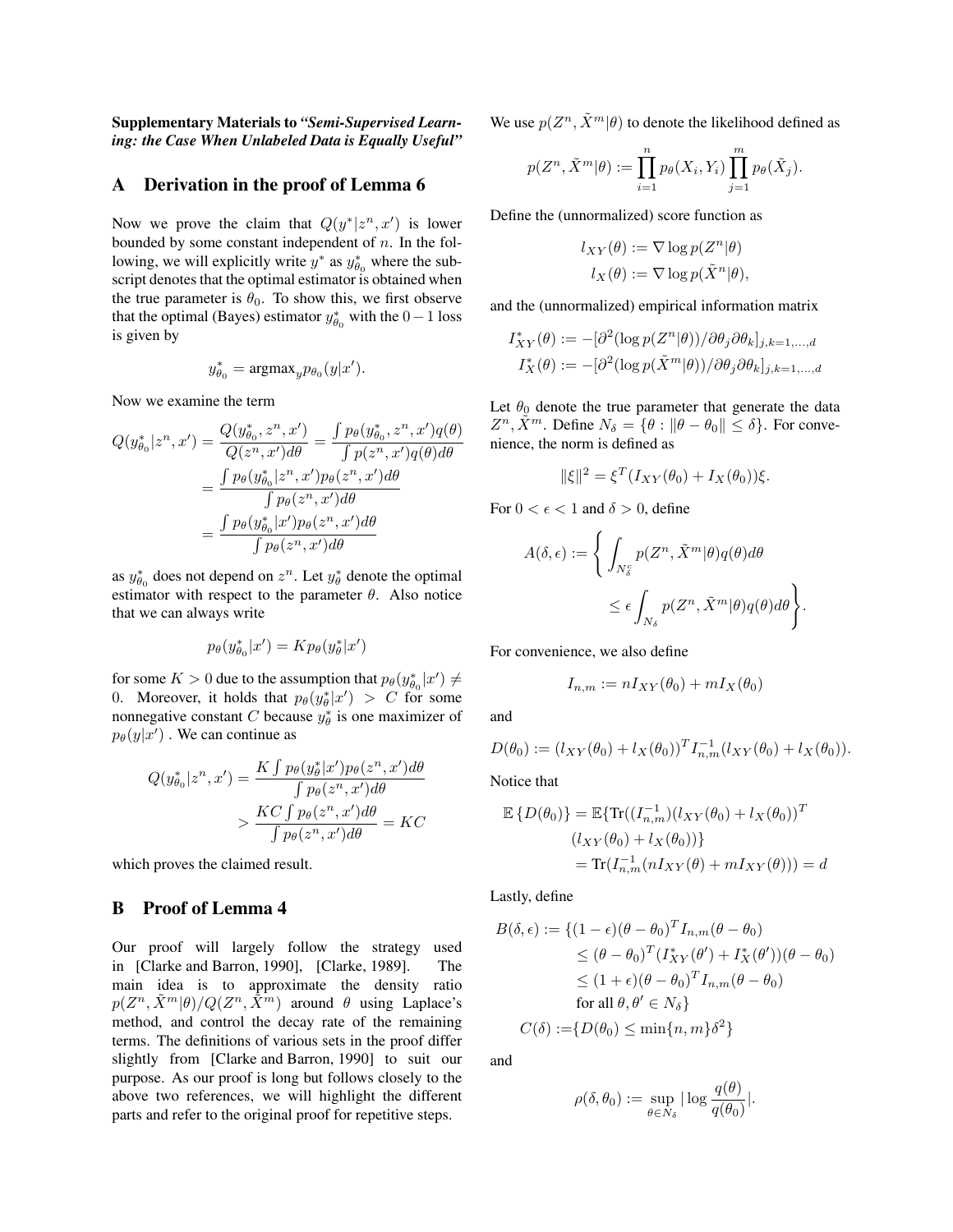**Supplementary Materials to *"Semi-Supervised Learning: the Case When Unlabeled Data is Equally Useful"***

## A Derivation in the proof of Lemma 6

Now we prove the claim that $Q(y^*|z^n, x')$ is lower bounded by some constant independent of $n$. In the following, we will explicitly write $y^*$ as $y^*_{\theta_0}$ where the subscript denotes that the optimal estimator is obtained when the true parameter is $\theta_0$. To show this, we first observe that the optimal (Bayes) estimator $y^*_{\theta_0}$ with the $0-1$ loss is given by

$$y^*_{\theta_0} = \text{argmax}_y p_{\theta_0}(y|x').$$

Now we examine the term

$$\begin{aligned} Q(y^*_{\theta_0}|z^n, x') &= \frac{Q(y^*_{\theta_0}, z^n, x')}{Q(z^n, x')d\theta} = \frac{\int p_\theta(y^*_{\theta_0}, z^n, x')q(\theta)}{\int p(z^n, x')q(\theta)d\theta} \\ &= \frac{\int p_\theta(y^*_{\theta_0}|z^n, x')p_\theta(z^n, x')d\theta}{\int p_\theta(z^n, x')d\theta} \\ &= \frac{\int p_\theta(y^*_{\theta_0}|x')p_\theta(z^n, x')d\theta}{\int p_\theta(z^n, x')d\theta} \end{aligned}$$

as $y^*_{\theta_0}$ does not depend on $z^n$. Let $y^*_\theta$ denote the optimal estimator with respect to the parameter $\theta$. Also notice that we can always write

$$p_\theta(y^*_{\theta_0}|x') = Kp_\theta(y^*_\theta|x')$$

for some $K > 0$ due to the assumption that $p_\theta(y^*_{\theta_0}|x') \neq 0$. Moreover, it holds that $p_\theta(y^*_\theta|x') > C$ for some nonnegative constant $C$ because $y^*_\theta$ is one maximizer of $p_\theta(y|x')$ . We can continue as

$$\begin{aligned} Q(y^*_{\theta_0}|z^n, x') &= \frac{K\int p_\theta(y^*_\theta|x')p_\theta(z^n, x')d\theta}{\int p_\theta(z^n, x')d\theta} \\ &> \frac{KC\int p_\theta(z^n, x')d\theta}{\int p_\theta(z^n, x')d\theta} = KC \end{aligned}$$

which proves the claimed result.

## B Proof of Lemma 4

Our proof will largely follow the strategy used in [Clarke and Barron, 1990], [Clarke, 1989]. The main idea is to approximate the density ratio $p(Z^n, \tilde{X}^m|\theta)/Q(Z^n, \tilde{X}^m)$ around $\theta$ using Laplace's method, and control the decay rate of the remaining terms. The definitions of various sets in the proof differ slightly from [Clarke and Barron, 1990] to suit our purpose. As our proof is long but follows closely to the above two references, we will highlight the different parts and refer to the original proof for repetitive steps.

We use $p(Z^n, \tilde{X}^m|\theta)$ to denote the likelihood defined as

$$p(Z^n, \tilde{X}^m|\theta) := \prod_{i=1}^n p_\theta(X_i, Y_i)\prod_{j=1}^m p_\theta(\tilde{X}_j).$$

Define the (unnormalized) score function as

$$\begin{aligned} l_{XY}(\theta) &:= \nabla \log p(Z^n|\theta) \\ l_X(\theta) &:= \nabla \log p(\tilde{X}^n|\theta), \end{aligned}$$

and the (unnormalized) empirical information matrix

$$\begin{aligned} I^*_{XY}(\theta) &:= -[\partial^2(\log p(Z^n|\theta))/\partial\theta_j\partial\theta_k]_{j,k=1,\dots,d} \\ I^*_X(\theta) &:= -[\partial^2(\log p(\tilde{X}^m|\theta))/\partial\theta_j\partial\theta_k]_{j,k=1,\dots,d} \end{aligned}$$

Let $\theta_0$ denote the true parameter that generate the data $Z^n, \tilde{X}^m$. Define $N_\delta = \{\theta : \|\theta - \theta_0\| \leq \delta\}$. For convenience, the norm is defined as

$$\|\xi\|^2 = \xi^T(I_{XY}(\theta_0) + I_X(\theta_0))\xi.$$

For $0 < \epsilon < 1$ and $\delta > 0$, define

$$A(\delta, \epsilon) := \left\{ \int_{N^c_\delta} p(Z^n, \tilde{X}^m|\theta)q(\theta)d\theta \leq \epsilon \int_{N_\delta} p(Z^n, \tilde{X}^m|\theta)q(\theta)d\theta \right\}.$$

For convenience, we also define

$$I_{n,m} := nI_{XY}(\theta_0) + mI_X(\theta_0)$$

and

$$D(\theta_0) := (l_{XY}(\theta_0) + l_X(\theta_0))^T I^{-1}_{n,m}(l_{XY}(\theta_0) + l_X(\theta_0)).$$

Notice that

$$\begin{aligned} \mathbb{E}\left\{D(\theta_0)\right\} &= \mathbb{E}\{\text{Tr}((I^{-1}_{n,m})(l_{XY}(\theta_0) + l_X(\theta_0))^T \\ &\quad (l_{XY}(\theta_0) + l_X(\theta_0))\} \\ &= \text{Tr}(I^{-1}_{n,m}(nI_{XY}(\theta) + mI_{XY}(\theta))) = d \end{aligned}$$

Lastly, define

$$\begin{aligned} B(\delta, \epsilon) := \{&(1-\epsilon)(\theta - \theta_0)^T I_{n,m}(\theta - \theta_0) \\ &\leq (\theta - \theta_0)^T(I^*_{XY}(\theta') + I^*_X(\theta'))(\theta - \theta_0) \\ &\leq (1+\epsilon)(\theta - \theta_0)^T I_{n,m}(\theta - \theta_0) \\ &\text{for all } \theta, \theta' \in N_\delta\} \\ C(\delta) :=& \{D(\theta_0) \leq \min\{n, m\}\delta^2\} \end{aligned}$$

and

$$\rho(\delta, \theta_0) := \sup_{\theta \in N_\delta} |\log \frac{q(\theta)}{q(\theta_0)}|.$$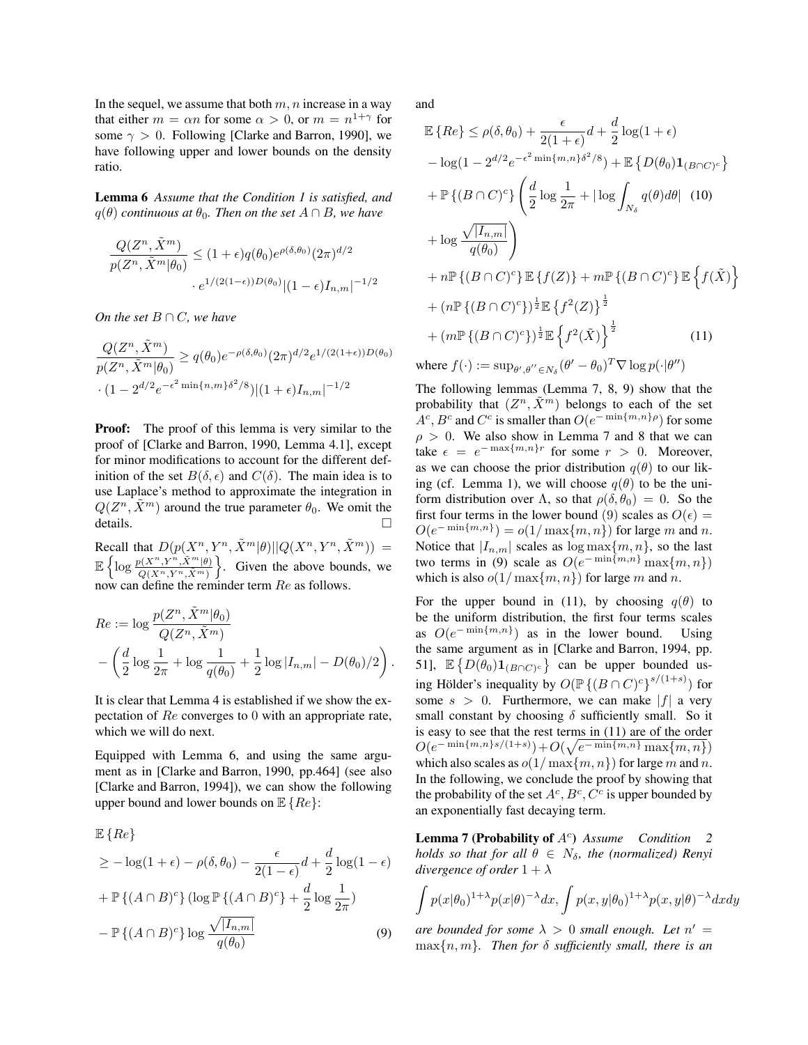In the sequel, we assume that both $m, n$ increase in a way that either $m = \alpha n$ for some $\alpha > 0$, or $m = n^{1+\gamma}$ for some $\gamma > 0$. Following [Clarke and Barron, 1990], we have following upper and lower bounds on the density ratio.

**Lemma 6** *Assume that the Condition 1 is satisfied, and $q(\theta)$ continuous at $\theta_0$. Then on the set $A \cap B$, we have*

$$\frac{Q(Z^n, \tilde{X}^m)}{p(Z^n, \tilde{X}^m|\theta_0)} \leq (1+\epsilon) q(\theta_0) e^{\rho(\delta,\theta_0)} (2\pi)^{d/2} \cdot e^{1/(2(1-\epsilon))D(\theta_0)} |(1-\epsilon) I_{n,m}|^{-1/2}$$

*On the set $B \cap C$, we have*

$$\frac{Q(Z^n, \tilde{X}^m)}{p(Z^n, \tilde{X}^m|\theta_0)} \geq q(\theta_0) e^{-\rho(\delta,\theta_0)} (2\pi)^{d/2} e^{1/(2(1+\epsilon))D(\theta_0)} \cdot (1 - 2^{d/2} e^{-\epsilon^2 \min\{n,m\}\delta^2/8}) |(1+\epsilon) I_{n,m}|^{-1/2}$$

**Proof:** The proof of this lemma is very similar to the proof of [Clarke and Barron, 1990, Lemma 4.1], except for minor modifications to account for the different definition of the set $B(\delta, \epsilon)$ and $C(\delta)$. The main idea is to use Laplace's method to approximate the integration in $Q(Z^n, \tilde{X}^m)$ around the true parameter $\theta_0$. We omit the details. □

Recall that $D(p(X^n, Y^n, \tilde{X}^m|\theta) || Q(X^n, Y^n, \tilde{X}^m)) = \mathbb{E}\left\{\log \frac{p(X^n, Y^n, \tilde{X}^m|\theta)}{Q(X^n, Y^n, \tilde{X}^m)}\right\}$. Given the above bounds, we now can define the reminder term $Re$ as follows.

$$Re := \log \frac{p(Z^n, \tilde{X}^m|\theta_0)}{Q(Z^n, \tilde{X}^m)} - \left(\frac{d}{2}\log\frac{1}{2\pi} + \log\frac{1}{q(\theta_0)} + \frac{1}{2}\log|I_{n,m}| - D(\theta_0)/2\right).$$

It is clear that Lemma 4 is established if we show the expectation of $Re$ converges to 0 with an appropriate rate, which we will do next.

Equipped with Lemma 6, and using the same argument as in [Clarke and Barron, 1990, pp.464] (see also [Clarke and Barron, 1994]), we can show the following upper bound and lower bounds on $\mathbb{E}\{Re\}$:

$$\begin{aligned}
&\mathbb{E}\{Re\} \\
&\geq -\log(1+\epsilon) - \rho(\delta,\theta_0) - \frac{\epsilon}{2(1-\epsilon)}d + \frac{d}{2}\log(1-\epsilon) \\
&+ \mathbb{P}\{(A\cap B)^c\}\left(\log \mathbb{P}\{(A\cap B)^c\} + \frac{d}{2}\log\frac{1}{2\pi}\right) \\
&- \mathbb{P}\{(A\cap B)^c\}\log\frac{\sqrt{|I_{n,m}|}}{q(\theta_0)} \qquad (9)
\end{aligned}$$

and

$$\begin{aligned}
\mathbb{E}\{Re\} &\leq \rho(\delta,\theta_0) + \frac{\epsilon}{2(1+\epsilon)}d + \frac{d}{2}\log(1+\epsilon) \\
&- \log(1 - 2^{d/2}e^{-\epsilon^2\min\{m,n\}\delta^2/8}) + \mathbb{E}\{D(\theta_0)\mathbf{1}_{(B\cap C)^c}\} \\
&+ \mathbb{P}\{(B\cap C)^c\}\left(\frac{d}{2}\log\frac{1}{2\pi} + |\log\int_{N_\delta} q(\theta)d\theta| \quad (10)\right. \\
&\left. + \log\frac{\sqrt{|I_{n,m}|}}{q(\theta_0)}\right) \\
&+ n\mathbb{P}\{(B\cap C)^c\}\mathbb{E}\{f(Z)\} + m\mathbb{P}\{(B\cap C)^c\}\mathbb{E}\{f(\tilde{X})\} \\
&+ (n\mathbb{P}\{(B\cap C)^c\})^{\frac{1}{2}}\mathbb{E}\{f^2(Z)\}^{\frac{1}{2}} \\
&+ (m\mathbb{P}\{(B\cap C)^c\})^{\frac{1}{2}}\mathbb{E}\{f^2(\tilde{X})\}^{\frac{1}{2}} \qquad (11)
\end{aligned}$$

where $f(\cdot) := \sup_{\theta',\theta''\in N_\delta}(\theta'-\theta_0)^T\nabla\log p(\cdot|\theta'')$

The following lemmas (Lemma 7, 8, 9) show that the probability that $(Z^n, \tilde{X}^m)$ belongs to each of the set $A^c$, $B^c$ and $C^c$ is smaller than $O(e^{-\min\{m,n\}\rho})$ for some $\rho > 0$. We also show in Lemma 7 and 8 that we can take $\epsilon = e^{-\max\{m,n\}r}$ for some $r > 0$. Moreover, as we can choose the prior distribution $q(\theta)$ to our liking (cf. Lemma 1), we will choose $q(\theta)$ to be the uniform distribution over $\Lambda$, so that $\rho(\delta,\theta_0) = 0$. So the first four terms in the lower bound (9) scales as $O(\epsilon) = O(e^{-\min\{m,n\}}) = o(1/\max\{m,n\})$ for large $m$ and $n$. Notice that $|I_{n,m}|$ scales as $\log\max\{m,n\}$, so the last two terms in (9) scale as $O(e^{-\min\{m,n\}}\max\{m,n\})$ which is also $o(1/\max\{m,n\})$ for large $m$ and $n$.

For the upper bound in (11), by choosing $q(\theta)$ to be the uniform distribution, the first four terms scales as $O(e^{-\min\{m,n\}})$ as in the lower bound. Using the same argument as in [Clarke and Barron, 1994, pp. 51], $\mathbb{E}\{D(\theta_0)\mathbf{1}_{(B\cap C)^c}\}$ can be upper bounded using Hölder's inequality by $O(\mathbb{P}\{(B\cap C)^c\}^{s/(1+s)})$ for some $s > 0$. Furthermore, we can make $|f|$ a very small constant by choosing $\delta$ sufficiently small. So it is easy to see that the rest terms in (11) are of the order $O(e^{-\min\{m,n\}s/(1+s)}) + O(\sqrt{e^{-\min\{m,n\}}\max\{m,n\}})$ which also scales as $o(1/\max\{m,n\})$ for large $m$ and $n$. In the following, we conclude the proof by showing that the probability of the set $A^c, B^c, C^c$ is upper bounded by an exponentially fast decaying term.

**Lemma 7 (Probability of $A^c$)** *Assume Condition 2 holds so that for all $\theta \in N_\delta$, the (normalized) Renyi divergence of order $1+\lambda$*

$$\int p(x|\theta_0)^{1+\lambda}p(x|\theta)^{-\lambda}dx, \int p(x,y|\theta_0)^{1+\lambda}p(x,y|\theta)^{-\lambda}dxdy$$

*are bounded for some $\lambda > 0$ small enough. Let $n' = \max\{n, m\}$. Then for $\delta$ sufficiently small, there is an*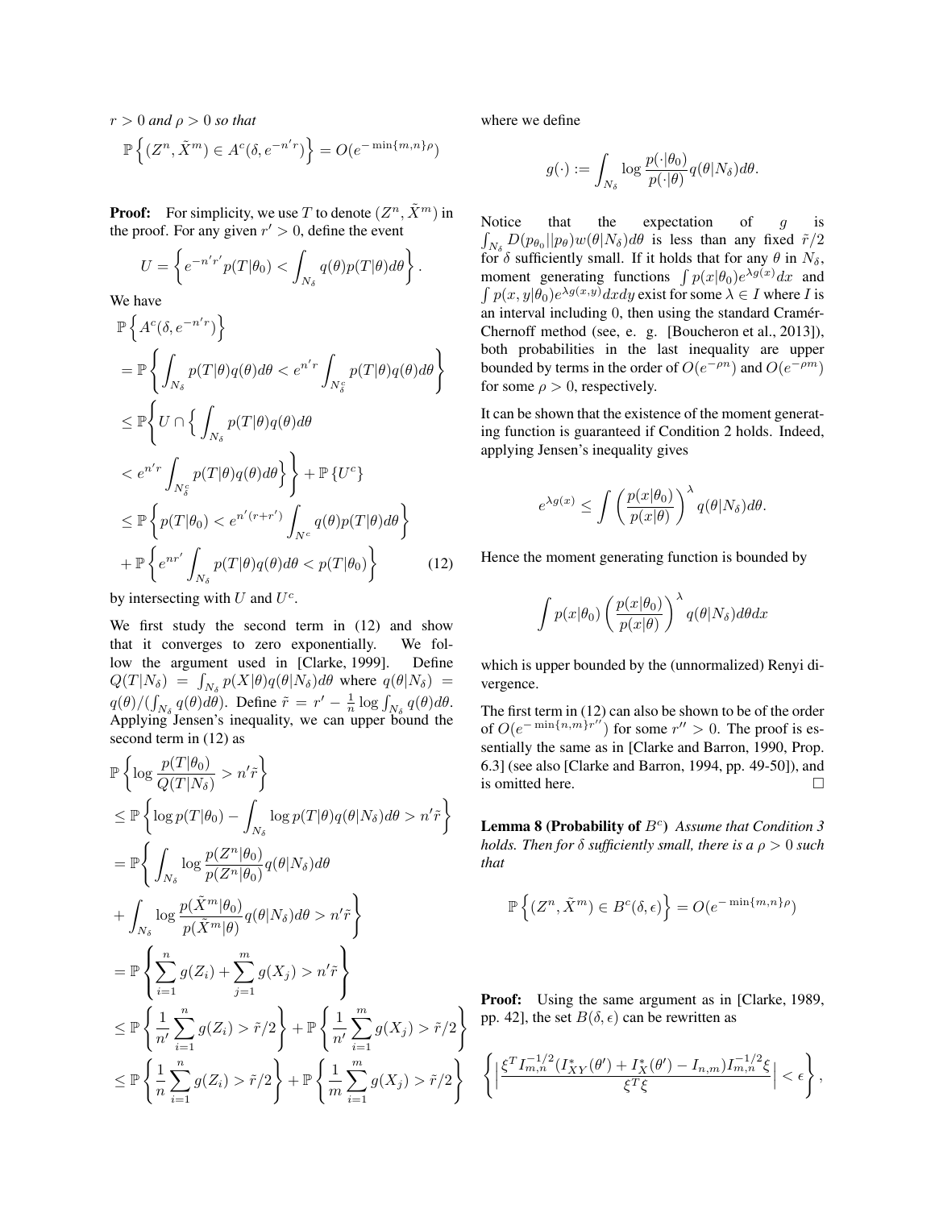$r > 0$ *and* $\rho > 0$ *so that*

$$\mathbb{P}\left\{(Z^n, \tilde{X}^m) \in A^c(\delta, e^{-n'r})\right\} = O(e^{-\min\{m,n\}\rho})$$

**Proof:** For simplicity, we use $T$ to denote $(Z^n, \tilde{X}^m)$ in the proof. For any given $r' > 0$, define the event

$$U = \left\{e^{-n'r'} p(T|\theta_0) < \int_{N_\delta} q(\theta) p(T|\theta) d\theta\right\}.$$

We have

$$\begin{aligned}
&\mathbb{P}\left\{A^c(\delta, e^{-n'r})\right\} \\
&= \mathbb{P}\left\{\int_{N_\delta} p(T|\theta) q(\theta) d\theta < e^{n'r} \int_{N_\delta^c} p(T|\theta) q(\theta) d\theta\right\} \\
&\leq \mathbb{P}\Bigg\{U \cap \Big\{\int_{N_\delta} p(T|\theta) q(\theta) d\theta \\
&< e^{n'r} \int_{N_\delta^c} p(T|\theta) q(\theta) d\theta\Big\}\Bigg\} + \mathbb{P}\left\{U^c\right\} \\
&\leq \mathbb{P}\left\{p(T|\theta_0) < e^{n'(r+r')} \int_{N^c} q(\theta) p(T|\theta) d\theta\right\} \\
&+ \mathbb{P}\left\{e^{nr'} \int_{N_\delta} p(T|\theta) q(\theta) d\theta < p(T|\theta_0)\right\} \qquad (12)
\end{aligned}$$

by intersecting with $U$ and $U^c$.

We first study the second term in (12) and show that it converges to zero exponentially. We follow the argument used in [Clarke, 1999]. Define $Q(T|N_\delta) = \int_{N_\delta} p(X|\theta) q(\theta|N_\delta) d\theta$ where $q(\theta|N_\delta) = q(\theta)/(\int_{N_\delta} q(\theta) d\theta)$. Define $\tilde{r} = r' - \frac{1}{n} \log \int_{N_\delta} q(\theta) d\theta$. Applying Jensen's inequality, we can upper bound the second term in (12) as

$$\begin{aligned}
&\mathbb{P}\left\{\log \frac{p(T|\theta_0)}{Q(T|N_\delta)} > n'\tilde{r}\right\} \\
&\leq \mathbb{P}\left\{\log p(T|\theta_0) - \int_{N_\delta} \log p(T|\theta) q(\theta|N_\delta) d\theta > n'\tilde{r}\right\} \\
&= \mathbb{P}\Bigg\{\int_{N_\delta} \log \frac{p(Z^n|\theta_0)}{p(Z^n|\theta_0)} q(\theta|N_\delta) d\theta \\
&+ \int_{N_\delta} \log \frac{p(\tilde{X}^m|\theta_0)}{p(\tilde{X}^m|\theta)} q(\theta|N_\delta) d\theta > n'\tilde{r}\Bigg\} \\
&= \mathbb{P}\left\{\sum_{i=1}^n g(Z_i) + \sum_{j=1}^m g(X_j) > n'\tilde{r}\right\} \\
&\leq \mathbb{P}\left\{\frac{1}{n'} \sum_{i=1}^n g(Z_i) > \tilde{r}/2\right\} + \mathbb{P}\left\{\frac{1}{n'} \sum_{i=1}^m g(X_j) > \tilde{r}/2\right\} \\
&\leq \mathbb{P}\left\{\frac{1}{n} \sum_{i=1}^n g(Z_i) > \tilde{r}/2\right\} + \mathbb{P}\left\{\frac{1}{m} \sum_{i=1}^m g(X_j) > \tilde{r}/2\right\}
\end{aligned}$$

where we define

$$g(\cdot) := \int_{N_\delta} \log \frac{p(\cdot|\theta_0)}{p(\cdot|\theta)} q(\theta|N_\delta) d\theta.$$

Notice that the expectation of $g$ is $\int_{N_\delta} D(p_{\theta_0}||p_\theta) w(\theta|N_\delta) d\theta$ is less than any fixed $\tilde{r}/2$ for $\delta$ sufficiently small. If it holds that for any $\theta$ in $N_\delta$, moment generating functions $\int p(x|\theta_0) e^{\lambda g(x)} dx$ and $\int p(x,y|\theta_0) e^{\lambda g(x,y)} dx dy$ exist for some $\lambda \in I$ where $I$ is an interval including 0, then using the standard Cramér-Chernoff method (see, e. g. [Boucheron et al., 2013]), both probabilities in the last inequality are upper bounded by terms in the order of $O(e^{-\rho n})$ and $O(e^{-\rho m})$ for some $\rho > 0$, respectively.

It can be shown that the existence of the moment generating function is guaranteed if Condition 2 holds. Indeed, applying Jensen's inequality gives

$$e^{\lambda g(x)} \leq \int \left(\frac{p(x|\theta_0)}{p(x|\theta)}\right)^\lambda q(\theta|N_\delta) d\theta.$$

Hence the moment generating function is bounded by

$$\int p(x|\theta_0) \left(\frac{p(x|\theta_0)}{p(x|\theta)}\right)^\lambda q(\theta|N_\delta) d\theta dx$$

which is upper bounded by the (unnormalized) Renyi divergence.

The first term in (12) can also be shown to be of the order of $O(e^{-\min\{n,m\}r''})$ for some $r'' > 0$. The proof is essentially the same as in [Clarke and Barron, 1990, Prop. 6.3] (see also [Clarke and Barron, 1994, pp. 49-50]), and is omitted here. □

**Lemma 8 (Probability of $B^c$)** *Assume that Condition 3 holds. Then for $\delta$ sufficiently small, there is a $\rho > 0$ such that*

$$\mathbb{P}\left\{(Z^n, \tilde{X}^m) \in B^c(\delta, \epsilon)\right\} = O(e^{-\min\{m,n\}\rho})$$

**Proof:** Using the same argument as in [Clarke, 1989, pp. 42], the set $B(\delta, \epsilon)$ can be rewritten as

$$\left\{\left|\frac{\xi^T I_{m,n}^{-1/2}(I_{XY}^*(\theta') + I_X^*(\theta') - I_{n,m}) I_{m,n}^{-1/2} \xi}{\xi^T \xi}\right| < \epsilon\right\},$$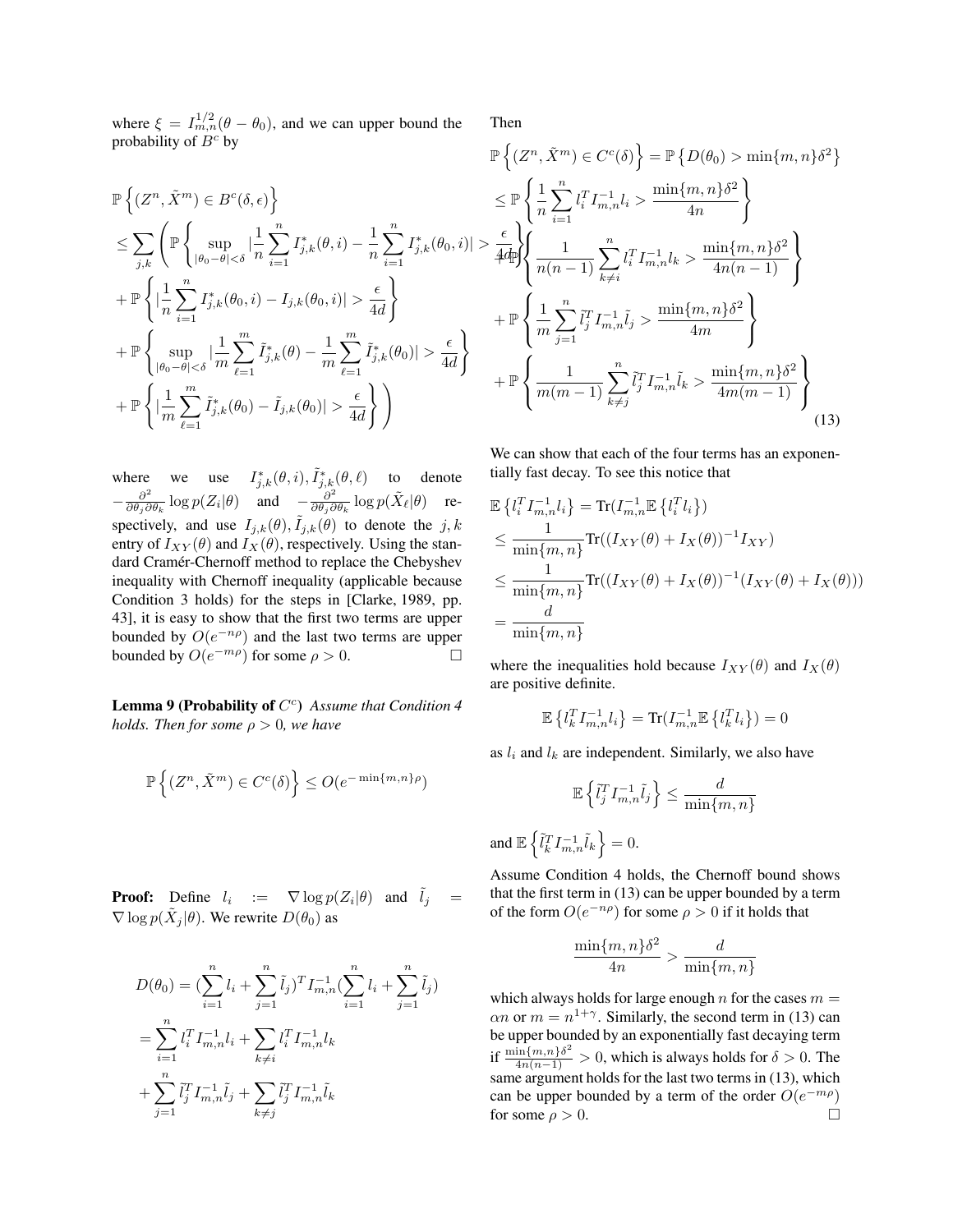where $\xi = I_{m,n}^{1/2}(\theta - \theta_0)$, and we can upper bound the probability of $B^c$ by

$$
\begin{aligned}
&\mathbb{P}\left\{(Z^n, \tilde{X}^m) \in B^c(\delta, \epsilon)\right\} \\
&\leq \sum_{j,k} \Bigg( \mathbb{P}\left\{ \sup_{|\theta_0 - \theta| < \delta} |\frac{1}{n}\sum_{i=1}^n I_{j,k}^*(\theta, i) - \frac{1}{n}\sum_{i=1}^n I_{j,k}^*(\theta_0, i)| > \frac{\epsilon}{4d} \right\} \\
&+ \mathbb{P}\left\{ |\frac{1}{n}\sum_{i=1}^n I_{j,k}^*(\theta_0, i) - I_{j,k}(\theta_0, i)| > \frac{\epsilon}{4d} \right\} \\
&+ \mathbb{P}\left\{ \sup_{|\theta_0 - \theta| < \delta} |\frac{1}{m}\sum_{\ell=1}^m \tilde{I}_{j,k}^*(\theta) - \frac{1}{m}\sum_{\ell=1}^m \tilde{I}_{j,k}^*(\theta_0)| > \frac{\epsilon}{4d} \right\} \\
&+ \mathbb{P}\left\{ |\frac{1}{m}\sum_{\ell=1}^m \tilde{I}_{j,k}^*(\theta_0) - \tilde{I}_{j,k}(\theta_0)| > \frac{\epsilon}{4d} \right\} \Bigg)
\end{aligned}
$$

where we use $I_{j,k}^*(\theta, i), \tilde{I}_{j,k}^*(\theta, \ell)$ to denote $-\frac{\partial^2}{\partial\theta_j \partial\theta_k} \log p(Z_i|\theta)$ and $-\frac{\partial^2}{\partial\theta_j \partial\theta_k} \log p(\tilde{X}_\ell|\theta)$ respectively, and use $I_{j,k}(\theta), \tilde{I}_{j,k}(\theta)$ to denote the $j,k$ entry of $I_{XY}(\theta)$ and $I_X(\theta)$, respectively. Using the standard Cramér-Chernoff method to replace the Chebyshev inequality with Chernoff inequality (applicable because Condition 3 holds) for the steps in [Clarke, 1989, pp. 43], it is easy to show that the first two terms are upper bounded by $O(e^{-n\rho})$ and the last two terms are upper bounded by $O(e^{-m\rho})$ for some $\rho > 0$. □

**Lemma 9 (Probability of $C^c$)** *Assume that Condition 4 holds. Then for some $\rho > 0$, we have*

$$
\mathbb{P}\left\{(Z^n, \tilde{X}^m) \in C^c(\delta)\right\} \leq O(e^{-\min\{m,n\}\rho})
$$

**Proof:** Define $l_i := \nabla \log p(Z_i|\theta)$ and $\tilde{l}_j = \nabla \log p(\tilde{X}_j|\theta)$. We rewrite $D(\theta_0)$ as

$$
\begin{aligned}
D(\theta_0) &= (\sum_{i=1}^n l_i + \sum_{j=1}^n \tilde{l}_j)^T I_{m,n}^{-1} (\sum_{i=1}^n l_i + \sum_{j=1}^n \tilde{l}_j) \\
&= \sum_{i=1}^n l_i^T I_{m,n}^{-1} l_i + \sum_{k \neq i} l_i^T I_{m,n}^{-1} l_k \\
&+ \sum_{j=1}^n \tilde{l}_j^T I_{m,n}^{-1} \tilde{l}_j + \sum_{k \neq j} \tilde{l}_j^T I_{m,n}^{-1} \tilde{l}_k
\end{aligned}
$$

Then

$$
\begin{aligned}
&\mathbb{P}\left\{(Z^n, \tilde{X}^m) \in C^c(\delta)\right\} = \mathbb{P}\left\{D(\theta_0) > \min\{m,n\}\delta^2\right\} \\
&\leq \mathbb{P}\left\{ \frac{1}{n}\sum_{i=1}^n l_i^T I_{m,n}^{-1} l_i > \frac{\min\{m,n\}\delta^2}{4n} \right\} \\
&+ \mathbb{P}\left\{ \frac{1}{n(n-1)}\sum_{k \neq i}^n l_i^T I_{m,n}^{-1} l_k > \frac{\min\{m,n\}\delta^2}{4n(n-1)} \right\} \\
&+ \mathbb{P}\left\{ \frac{1}{m}\sum_{j=1}^n \tilde{l}_j^T I_{m,n}^{-1} \tilde{l}_j > \frac{\min\{m,n\}\delta^2}{4m} \right\} \\
&+ \mathbb{P}\left\{ \frac{1}{m(m-1)}\sum_{k \neq j}^n \tilde{l}_j^T I_{m,n}^{-1} \tilde{l}_k > \frac{\min\{m,n\}\delta^2}{4m(m-1)} \right\}
\end{aligned} \tag{13}
$$

We can show that each of the four terms has an exponentially fast decay. To see this notice that

$$
\begin{aligned}
\mathbb{E}\left\{l_i^T I_{m,n}^{-1} l_i\right\} &= \text{Tr}(I_{m,n}^{-1} \mathbb{E}\left\{l_i^T l_i\right\}) \\
&\leq \frac{1}{\min\{m,n\}} \text{Tr}((I_{XY}(\theta) + I_X(\theta))^{-1} I_{XY}) \\
&\leq \frac{1}{\min\{m,n\}} \text{Tr}((I_{XY}(\theta) + I_X(\theta))^{-1}(I_{XY}(\theta) + I_X(\theta))) \\
&= \frac{d}{\min\{m,n\}}
\end{aligned}
$$

where the inequalities hold because $I_{XY}(\theta)$ and $I_X(\theta)$ are positive definite.

$$
\mathbb{E}\left\{l_k^T I_{m,n}^{-1} l_i\right\} = \text{Tr}(I_{m,n}^{-1} \mathbb{E}\left\{l_k^T l_i\right\}) = 0
$$

as $l_i$ and $l_k$ are independent. Similarly, we also have

$$
\mathbb{E}\left\{\tilde{l}_j^T I_{m,n}^{-1} \tilde{l}_j\right\} \leq \frac{d}{\min\{m,n\}}
$$

and $\mathbb{E}\left\{\tilde{l}_k^T I_{m,n}^{-1} \tilde{l}_k\right\} = 0$.

Assume Condition 4 holds, the Chernoff bound shows that the first term in (13) can be upper bounded by a term of the form $O(e^{-n\rho})$ for some $\rho > 0$ if it holds that

$$
\frac{\min\{m,n\}\delta^2}{4n} > \frac{d}{\min\{m,n\}}
$$

which always holds for large enough $n$ for the cases $m = \alpha n$ or $m = n^{1+\gamma}$. Similarly, the second term in (13) can be upper bounded by an exponentially fast decaying term if $\frac{\min\{m,n\}\delta^2}{4n(n-1)} > 0$, which is always holds for $\delta > 0$. The same argument holds for the last two terms in (13), which can be upper bounded by a term of the order $O(e^{-m\rho})$ for some $\rho > 0$. □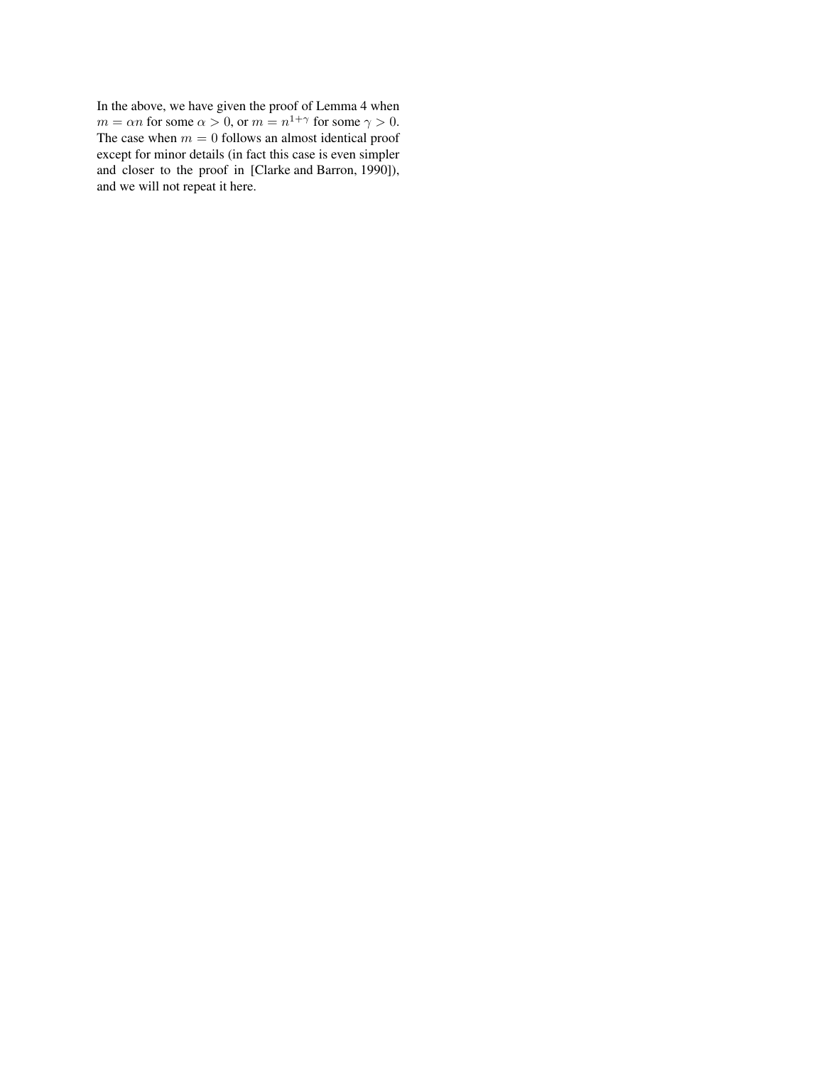In the above, we have given the proof of Lemma 4 when $m = \alpha n$ for some $\alpha > 0$, or $m = n^{1+\gamma}$ for some $\gamma > 0$. The case when $m = 0$ follows an almost identical proof except for minor details (in fact this case is even simpler and closer to the proof in [Clarke and Barron, 1990]), and we will not repeat it here.